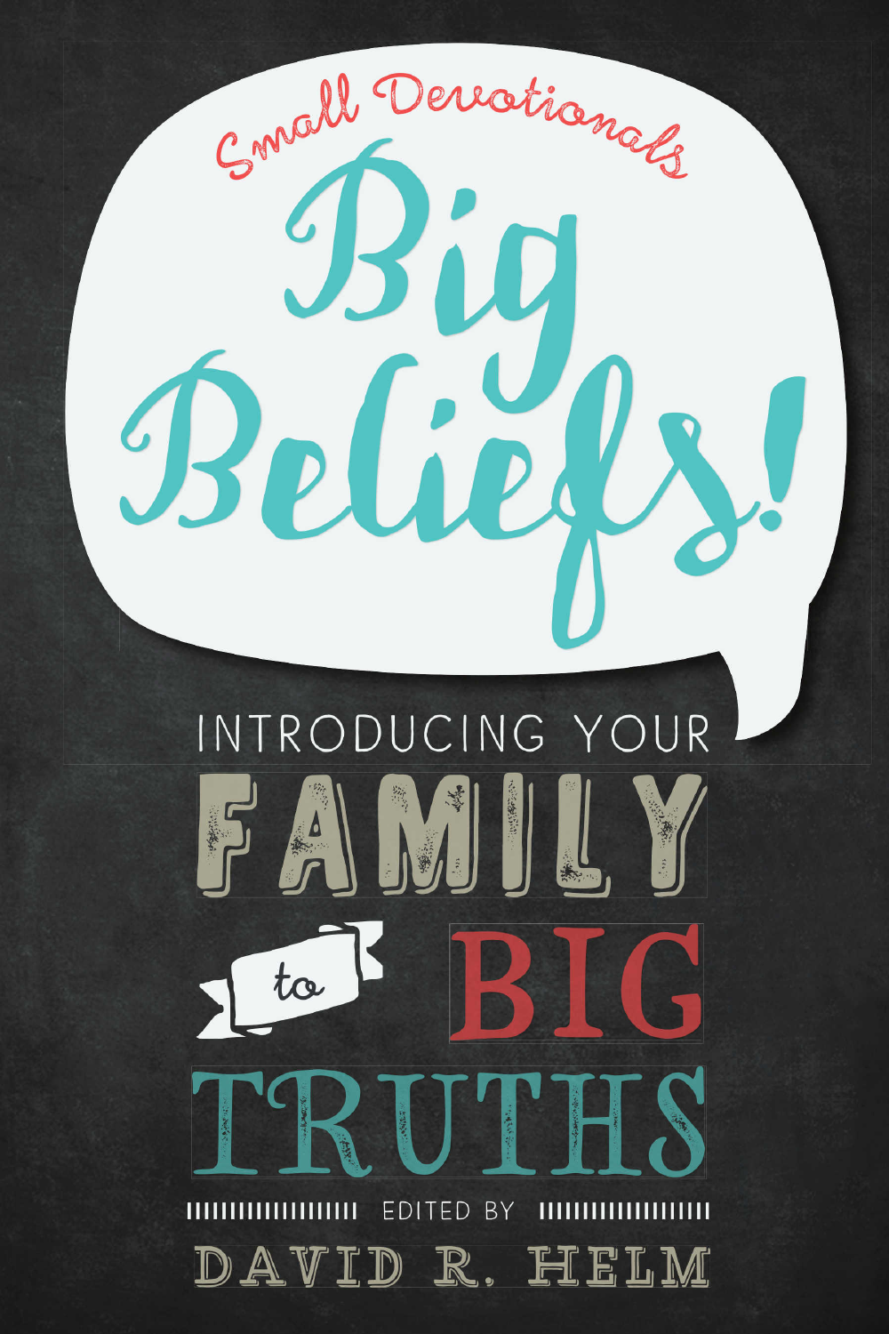Small Devotionals

# Big Beliefs!

## INTRODUCING YOUR FAMILY to BIG TRUTHS

EDITED BY

DAVID R. HELM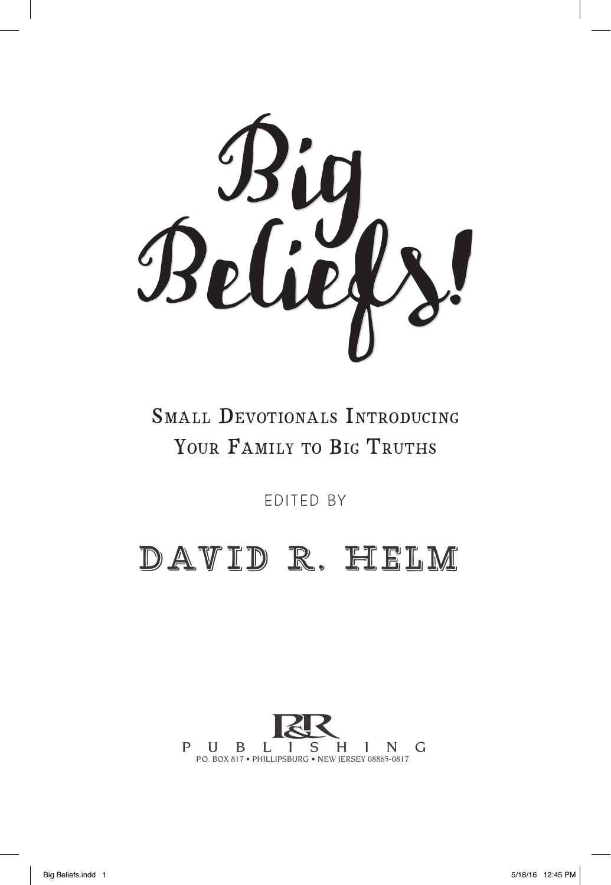# Big Beliefs!

## Small Devotionals Introducing Your Family to Big Truths

EDITED BY

**DAVID R. HELM**

P&R PUBLISHING
P.O. BOX 817 • PHILLIPSBURG • NEW JERSEY 08865-0817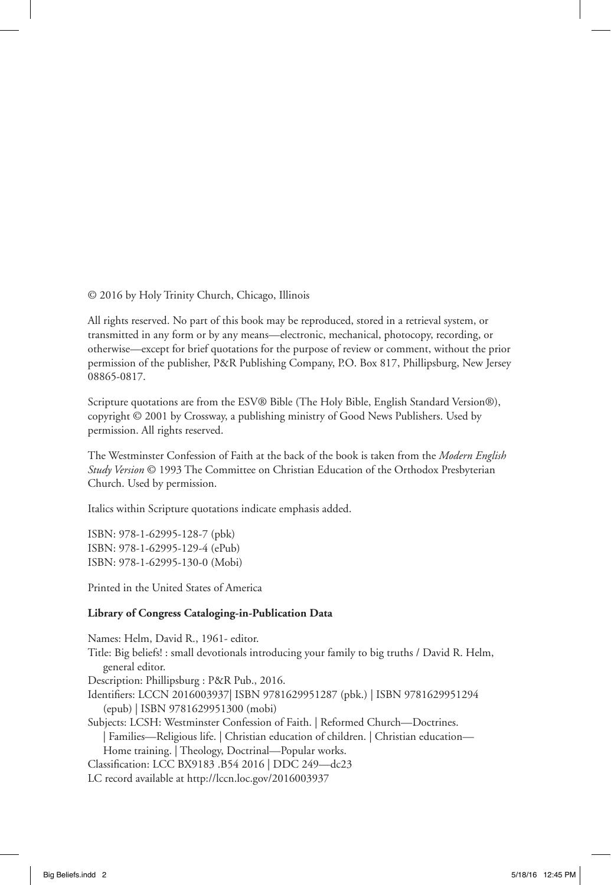© 2016 by Holy Trinity Church, Chicago, Illinois

All rights reserved. No part of this book may be reproduced, stored in a retrieval system, or transmitted in any form or by any means—electronic, mechanical, photocopy, recording, or otherwise—except for brief quotations for the purpose of review or comment, without the prior permission of the publisher, P&R Publishing Company, P.O. Box 817, Phillipsburg, New Jersey 08865-0817.

Scripture quotations are from the ESV® Bible (The Holy Bible, English Standard Version®), copyright © 2001 by Crossway, a publishing ministry of Good News Publishers. Used by permission. All rights reserved.

The Westminster Confession of Faith at the back of the book is taken from the *Modern English Study Version* © 1993 The Committee on Christian Education of the Orthodox Presbyterian Church. Used by permission.

Italics within Scripture quotations indicate emphasis added.

ISBN: 978-1-62995-128-7 (pbk)
ISBN: 978-1-62995-129-4 (ePub)
ISBN: 978-1-62995-130-0 (Mobi)

Printed in the United States of America

**Library of Congress Cataloging-in-Publication Data**

Names: Helm, David R., 1961- editor.
Title: Big beliefs! : small devotionals introducing your family to big truths / David R. Helm, general editor.
Description: Phillipsburg : P&R Pub., 2016.
Identifiers: LCCN 2016003937| ISBN 9781629951287 (pbk.) | ISBN 9781629951294 (epub) | ISBN 9781629951300 (mobi)
Subjects: LCSH: Westminster Confession of Faith. | Reformed Church—Doctrines. | Families—Religious life. | Christian education of children. | Christian education—Home training. | Theology, Doctrinal—Popular works.
Classification: LCC BX9183 .B54 2016 | DDC 249—dc23
LC record available at http://lccn.loc.gov/2016003937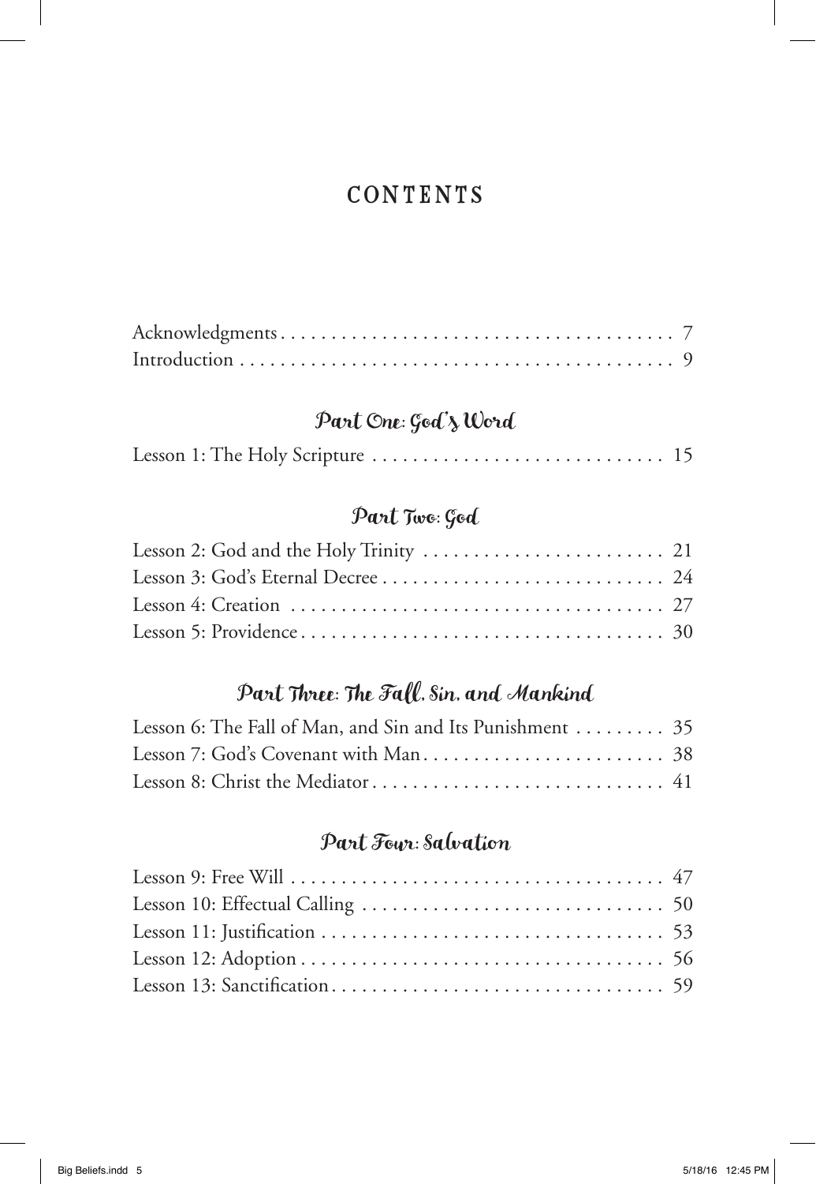# CONTENTS

Acknowledgments . . . . . . . . . . . . . . . . . . . . . . . . . . . . . . . . . . . . . . 7
Introduction . . . . . . . . . . . . . . . . . . . . . . . . . . . . . . . . . . . . . . . . . . 9

## Part One: God's Word

Lesson 1: The Holy Scripture . . . . . . . . . . . . . . . . . . . . . . . . . . . . . 15

## Part Two: God

Lesson 2: God and the Holy Trinity . . . . . . . . . . . . . . . . . . . . . . . . 21
Lesson 3: God's Eternal Decree . . . . . . . . . . . . . . . . . . . . . . . . . . . . 24
Lesson 4: Creation . . . . . . . . . . . . . . . . . . . . . . . . . . . . . . . . . . . . . 27
Lesson 5: Providence . . . . . . . . . . . . . . . . . . . . . . . . . . . . . . . . . . . . 30

## Part Three: The Fall, Sin, and Mankind

Lesson 6: The Fall of Man, and Sin and Its Punishment . . . . . . . . . 35
Lesson 7: God's Covenant with Man . . . . . . . . . . . . . . . . . . . . . . . . 38
Lesson 8: Christ the Mediator . . . . . . . . . . . . . . . . . . . . . . . . . . . . . 41

## Part Four: Salvation

Lesson 9: Free Will . . . . . . . . . . . . . . . . . . . . . . . . . . . . . . . . . . . . . 47
Lesson 10: Effectual Calling . . . . . . . . . . . . . . . . . . . . . . . . . . . . . . 50
Lesson 11: Justification . . . . . . . . . . . . . . . . . . . . . . . . . . . . . . . . . . 53
Lesson 12: Adoption . . . . . . . . . . . . . . . . . . . . . . . . . . . . . . . . . . . . 56
Lesson 13: Sanctification . . . . . . . . . . . . . . . . . . . . . . . . . . . . . . . . . 59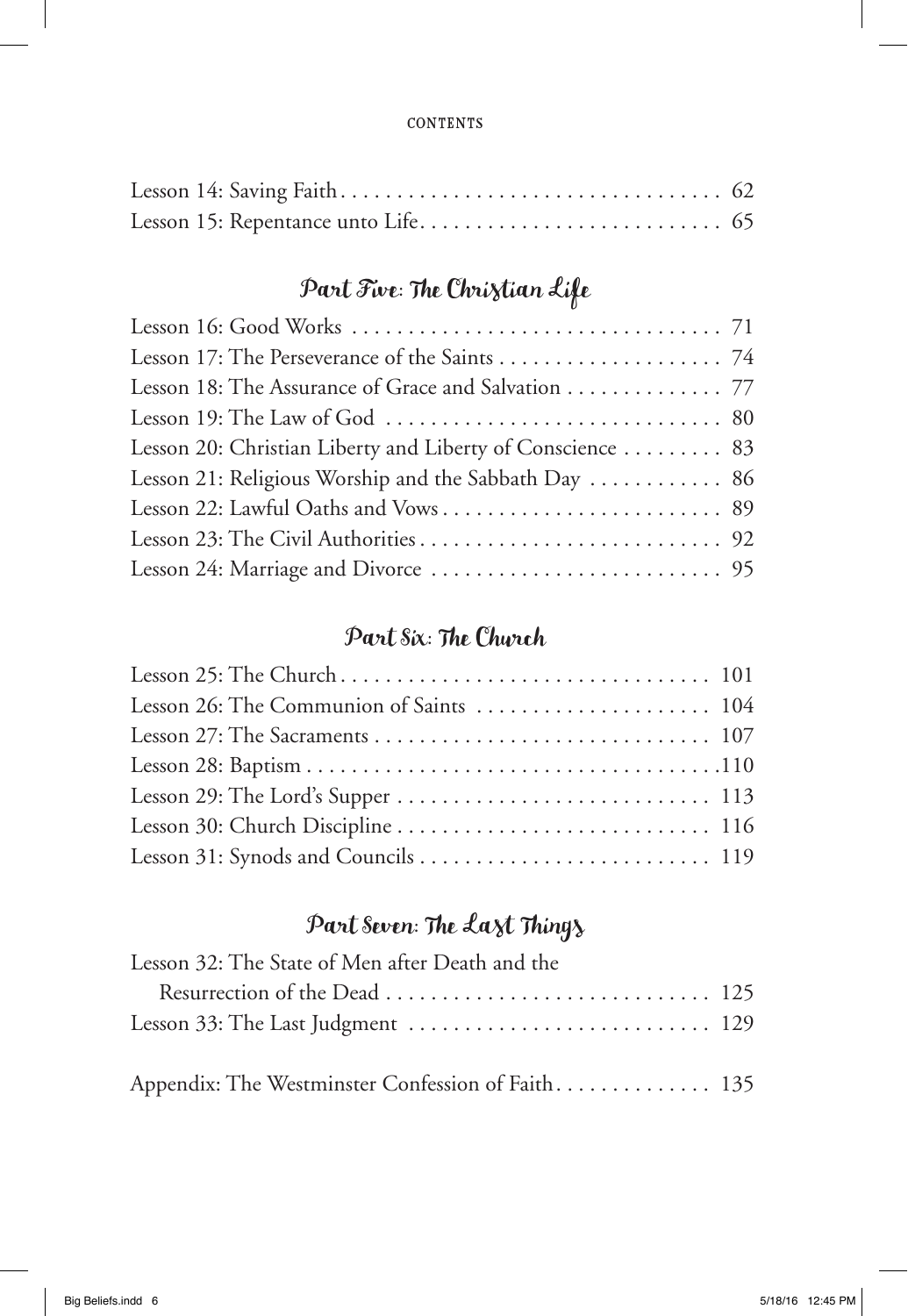Lesson 14: Saving Faith . . . . . . . . . . . . . . . . . . . . . . . . . . . . . . . . . . 62
Lesson 15: Repentance unto Life . . . . . . . . . . . . . . . . . . . . . . . . . . . 65

## Part Five: The Christian Life

Lesson 16: Good Works . . . . . . . . . . . . . . . . . . . . . . . . . . . . . . . . . 71
Lesson 17: The Perseverance of the Saints . . . . . . . . . . . . . . . . . . . 74
Lesson 18: The Assurance of Grace and Salvation . . . . . . . . . . . . . 77
Lesson 19: The Law of God . . . . . . . . . . . . . . . . . . . . . . . . . . . . . 80
Lesson 20: Christian Liberty and Liberty of Conscience . . . . . . . . . 83
Lesson 21: Religious Worship and the Sabbath Day . . . . . . . . . . . . 86
Lesson 22: Lawful Oaths and Vows . . . . . . . . . . . . . . . . . . . . . . . . . 89
Lesson 23: The Civil Authorities . . . . . . . . . . . . . . . . . . . . . . . . . . . 92
Lesson 24: Marriage and Divorce . . . . . . . . . . . . . . . . . . . . . . . . . . 95

## Part Six: The Church

Lesson 25: The Church . . . . . . . . . . . . . . . . . . . . . . . . . . . . . . . . 101
Lesson 26: The Communion of Saints . . . . . . . . . . . . . . . . . . . . . 104
Lesson 27: The Sacraments . . . . . . . . . . . . . . . . . . . . . . . . . . . . . 107
Lesson 28: Baptism . . . . . . . . . . . . . . . . . . . . . . . . . . . . . . . . . . . .110
Lesson 29: The Lord's Supper . . . . . . . . . . . . . . . . . . . . . . . . . . . 113
Lesson 30: Church Discipline . . . . . . . . . . . . . . . . . . . . . . . . . . . 116
Lesson 31: Synods and Councils . . . . . . . . . . . . . . . . . . . . . . . . . 119

## Part Seven: The Last Things

Lesson 32: The State of Men after Death and the
Resurrection of the Dead . . . . . . . . . . . . . . . . . . . . . . . . . . . . 125
Lesson 33: The Last Judgment . . . . . . . . . . . . . . . . . . . . . . . . . . 129

Appendix: The Westminster Confession of Faith . . . . . . . . . . . . . 135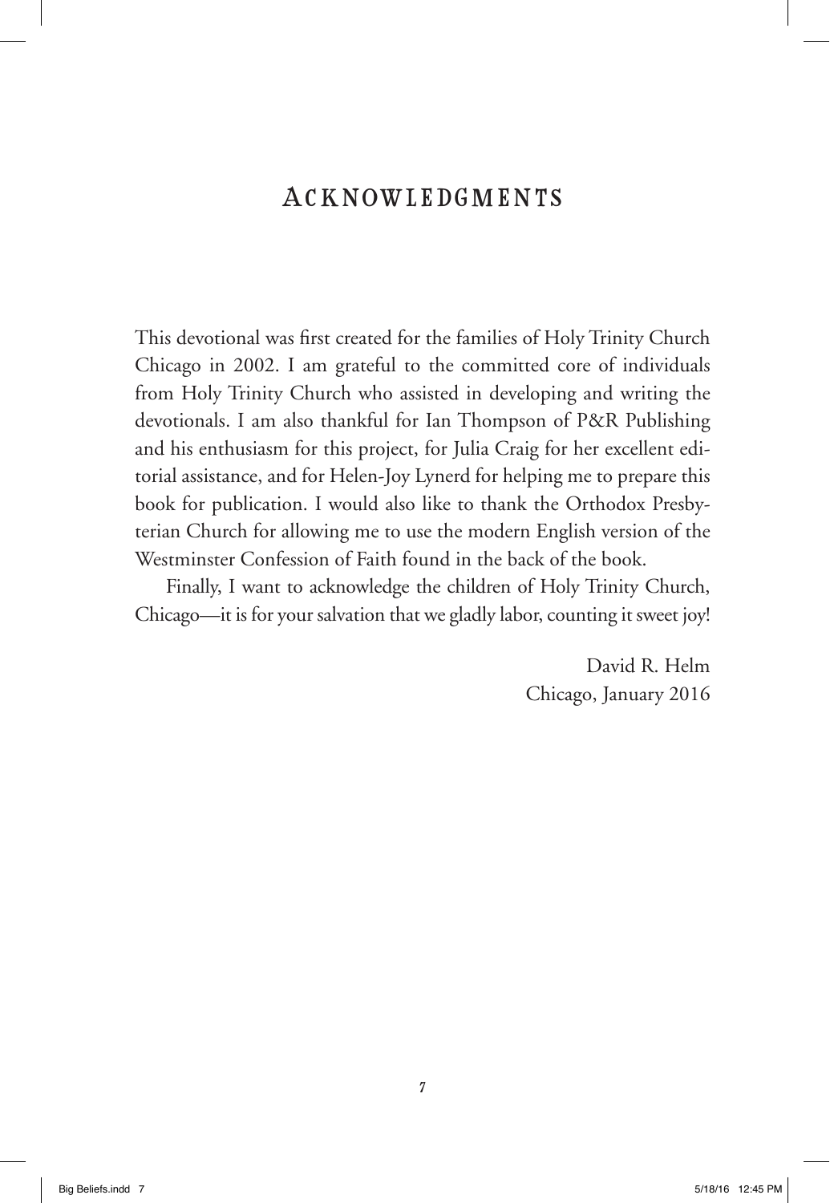# Acknowledgments

This devotional was first created for the families of Holy Trinity Church Chicago in 2002. I am grateful to the committed core of individuals from Holy Trinity Church who assisted in developing and writing the devotionals. I am also thankful for Ian Thompson of P&R Publishing and his enthusiasm for this project, for Julia Craig for her excellent editorial assistance, and for Helen-Joy Lynerd for helping me to prepare this book for publication. I would also like to thank the Orthodox Presbyterian Church for allowing me to use the modern English version of the Westminster Confession of Faith found in the back of the book.

Finally, I want to acknowledge the children of Holy Trinity Church, Chicago—it is for your salvation that we gladly labor, counting it sweet joy!

David R. Helm
Chicago, January 2016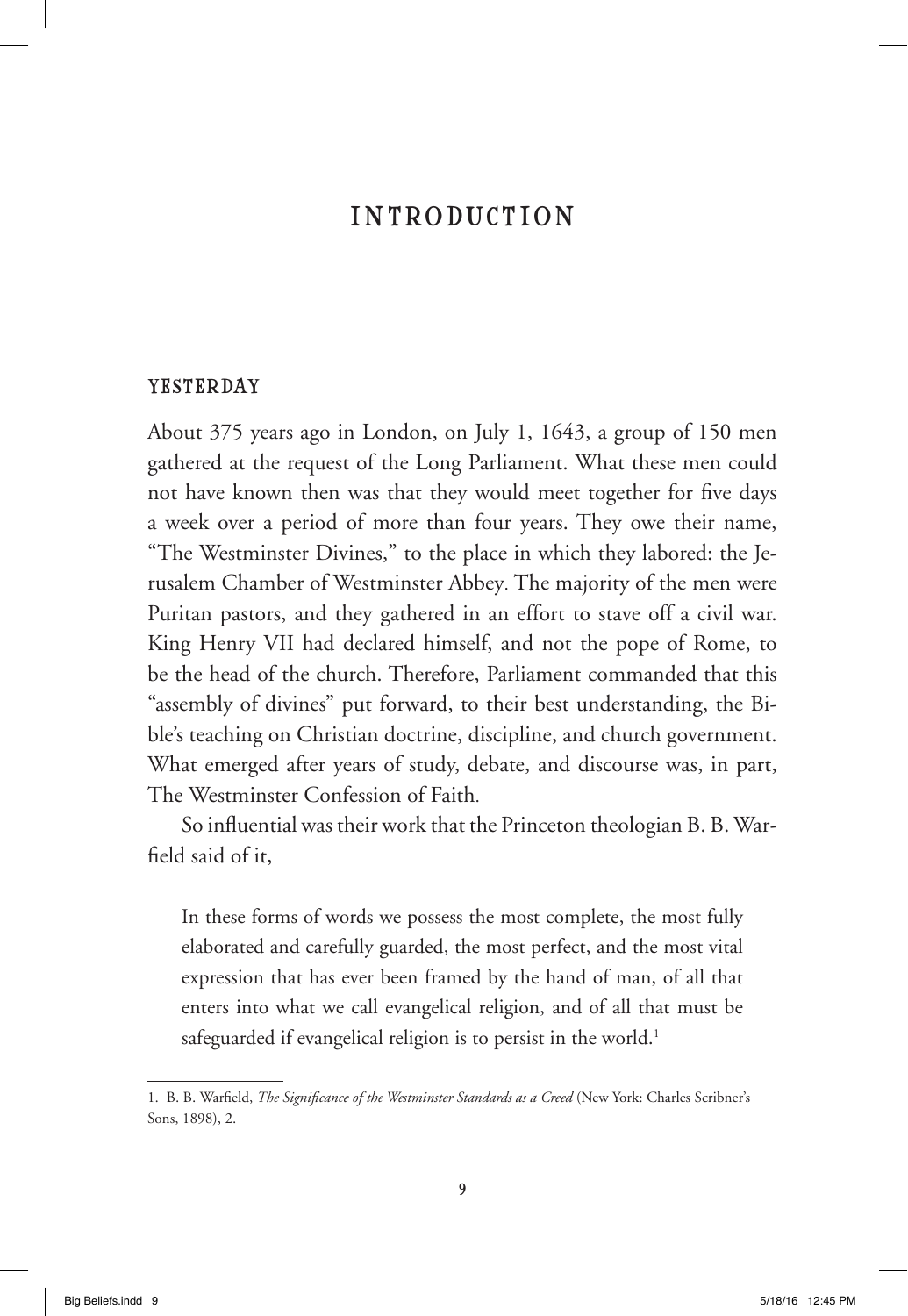# INTRODUCTION

## YESTERDAY

About 375 years ago in London, on July 1, 1643, a group of 150 men gathered at the request of the Long Parliament. What these men could not have known then was that they would meet together for five days a week over a period of more than four years. They owe their name, "The Westminster Divines," to the place in which they labored: the Jerusalem Chamber of Westminster Abbey. The majority of the men were Puritan pastors, and they gathered in an effort to stave off a civil war. King Henry VII had declared himself, and not the pope of Rome, to be the head of the church. Therefore, Parliament commanded that this "assembly of divines" put forward, to their best understanding, the Bible's teaching on Christian doctrine, discipline, and church government. What emerged after years of study, debate, and discourse was, in part, The Westminster Confession of Faith.

So influential was their work that the Princeton theologian B. B. Warfield said of it,

> In these forms of words we possess the most complete, the most fully elaborated and carefully guarded, the most perfect, and the most vital expression that has ever been framed by the hand of man, of all that enters into what we call evangelical religion, and of all that must be safeguarded if evangelical religion is to persist in the world.[1]

---

1. B. B. Warfield, *The Significance of the Westminster Standards as a Creed* (New York: Charles Scribner's Sons, 1898), 2.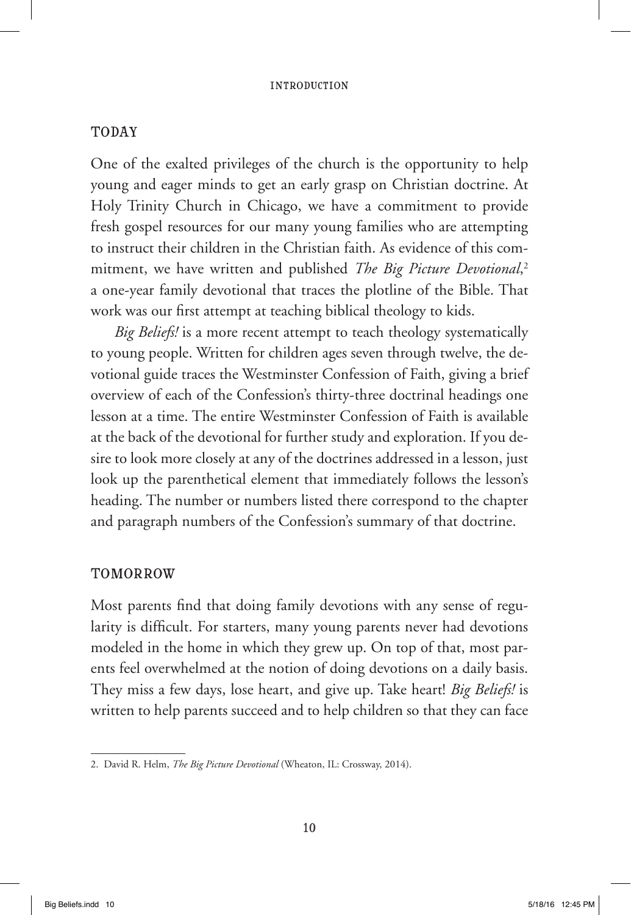## TODAY

One of the exalted privileges of the church is the opportunity to help young and eager minds to get an early grasp on Christian doctrine. At Holy Trinity Church in Chicago, we have a commitment to provide fresh gospel resources for our many young families who are attempting to instruct their children in the Christian faith. As evidence of this commitment, we have written and published *The Big Picture Devotional*,[2] a one-year family devotional that traces the plotline of the Bible. That work was our first attempt at teaching biblical theology to kids.

*Big Beliefs!* is a more recent attempt to teach theology systematically to young people. Written for children ages seven through twelve, the devotional guide traces the Westminster Confession of Faith, giving a brief overview of each of the Confession's thirty-three doctrinal headings one lesson at a time. The entire Westminster Confession of Faith is available at the back of the devotional for further study and exploration. If you desire to look more closely at any of the doctrines addressed in a lesson, just look up the parenthetical element that immediately follows the lesson's heading. The number or numbers listed there correspond to the chapter and paragraph numbers of the Confession's summary of that doctrine.

## TOMORROW

Most parents find that doing family devotions with any sense of regularity is difficult. For starters, many young parents never had devotions modeled in the home in which they grew up. On top of that, most parents feel overwhelmed at the notion of doing devotions on a daily basis. They miss a few days, lose heart, and give up. Take heart! *Big Beliefs!* is written to help parents succeed and to help children so that they can face

---

2. David R. Helm, *The Big Picture Devotional* (Wheaton, IL: Crossway, 2014).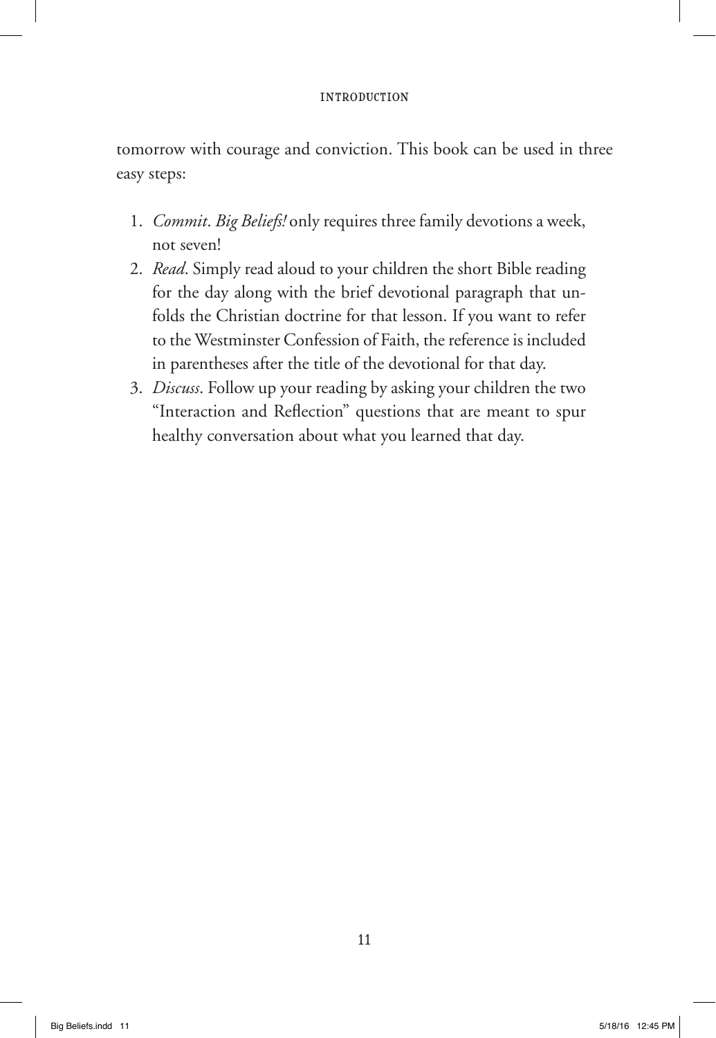tomorrow with courage and conviction. This book can be used in three easy steps:

1. *Commit*. *Big Beliefs!* only requires three family devotions a week, not seven!
2. *Read*. Simply read aloud to your children the short Bible reading for the day along with the brief devotional paragraph that unfolds the Christian doctrine for that lesson. If you want to refer to the Westminster Confession of Faith, the reference is included in parentheses after the title of the devotional for that day.
3. *Discuss*. Follow up your reading by asking your children the two "Interaction and Reflection" questions that are meant to spur healthy conversation about what you learned that day.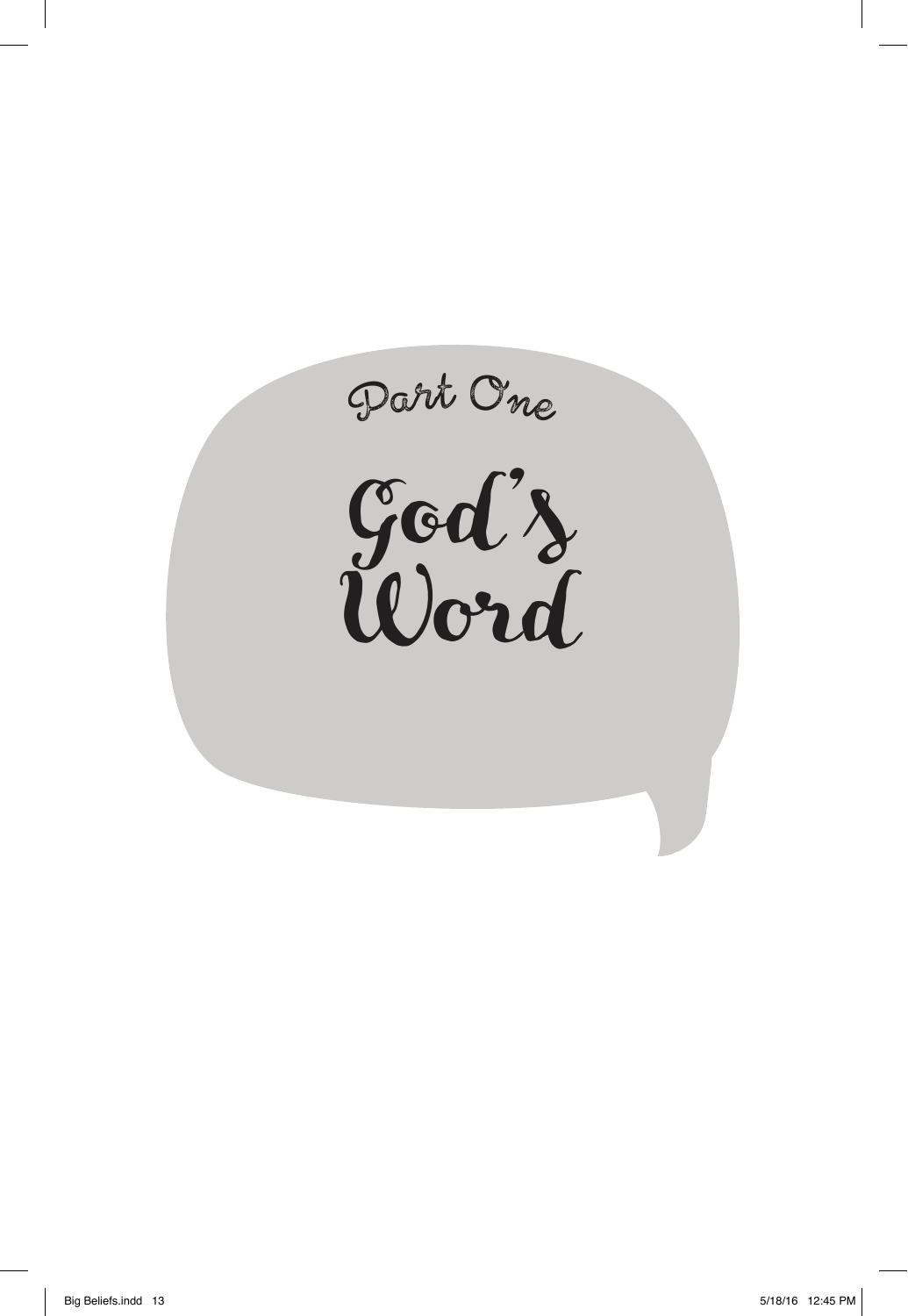# Part One

# God's Word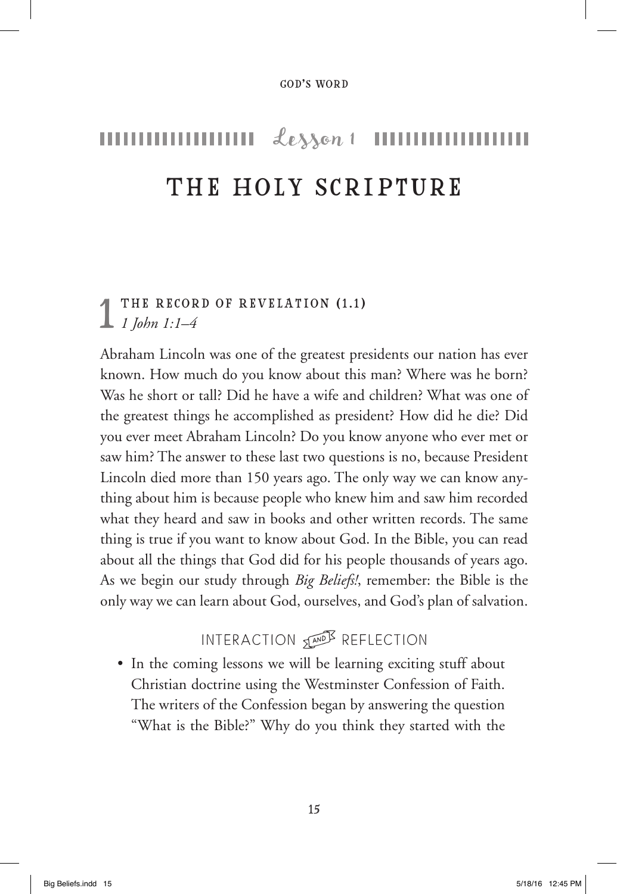# Lesson 1

# THE HOLY SCRIPTURE

## 1 THE RECORD OF REVELATION (1.1)

*1 John 1:1–4*

Abraham Lincoln was one of the greatest presidents our nation has ever known. How much do you know about this man? Where was he born? Was he short or tall? Did he have a wife and children? What was one of the greatest things he accomplished as president? How did he die? Did you ever meet Abraham Lincoln? Do you know anyone who ever met or saw him? The answer to these last two questions is no, because President Lincoln died more than 150 years ago. The only way we can know anything about him is because people who knew him and saw him recorded what they heard and saw in books and other written records. The same thing is true if you want to know about God. In the Bible, you can read about all the things that God did for his people thousands of years ago. As we begin our study through *Big Beliefs!*, remember: the Bible is the only way we can learn about God, ourselves, and God's plan of salvation.

### INTERACTION AND REFLECTION

- In the coming lessons we will be learning exciting stuff about Christian doctrine using the Westminster Confession of Faith. The writers of the Confession began by answering the question "What is the Bible?" Why do you think they started with the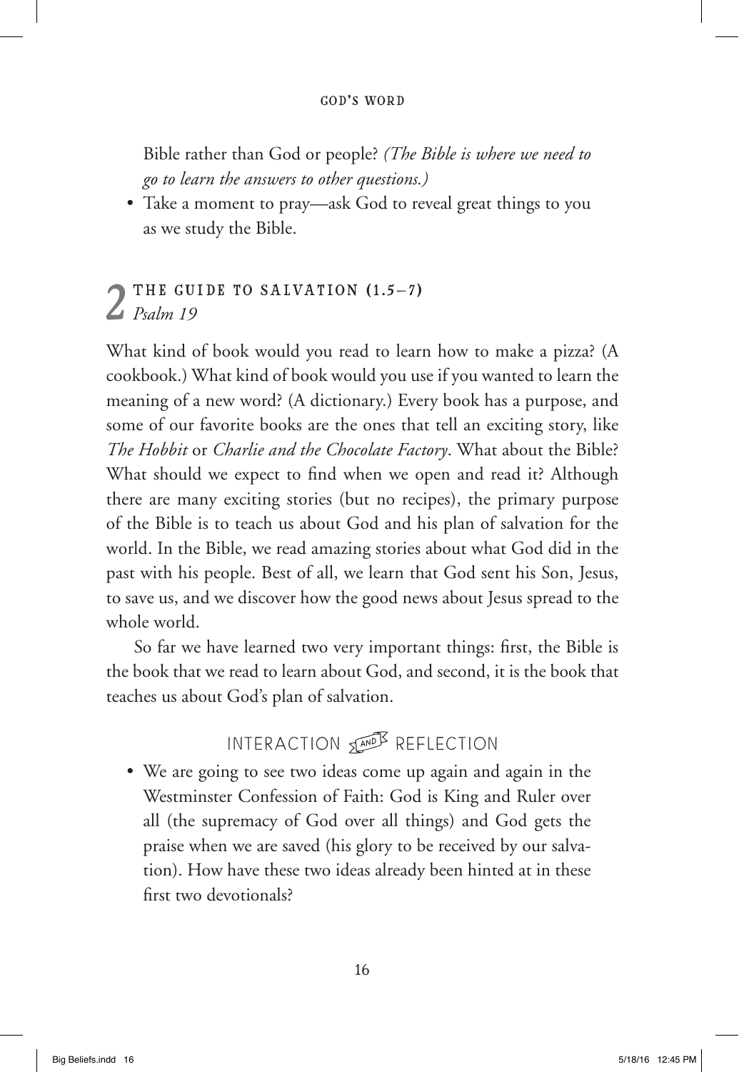Bible rather than God or people? *(The Bible is where we need to go to learn the answers to other questions.)*

- Take a moment to pray—ask God to reveal great things to you as we study the Bible.

## 2 THE GUIDE TO SALVATION (1.5–7)
*Psalm 19*

What kind of book would you read to learn how to make a pizza? (A cookbook.) What kind of book would you use if you wanted to learn the meaning of a new word? (A dictionary.) Every book has a purpose, and some of our favorite books are the ones that tell an exciting story, like *The Hobbit* or *Charlie and the Chocolate Factory*. What about the Bible? What should we expect to find when we open and read it? Although there are many exciting stories (but no recipes), the primary purpose of the Bible is to teach us about God and his plan of salvation for the world. In the Bible, we read amazing stories about what God did in the past with his people. Best of all, we learn that God sent his Son, Jesus, to save us, and we discover how the good news about Jesus spread to the whole world.

So far we have learned two very important things: first, the Bible is the book that we read to learn about God, and second, it is the book that teaches us about God's plan of salvation.

### INTERACTION AND REFLECTION

- We are going to see two ideas come up again and again in the Westminster Confession of Faith: God is King and Ruler over all (the supremacy of God over all things) and God gets the praise when we are saved (his glory to be received by our salvation). How have these two ideas already been hinted at in these first two devotionals?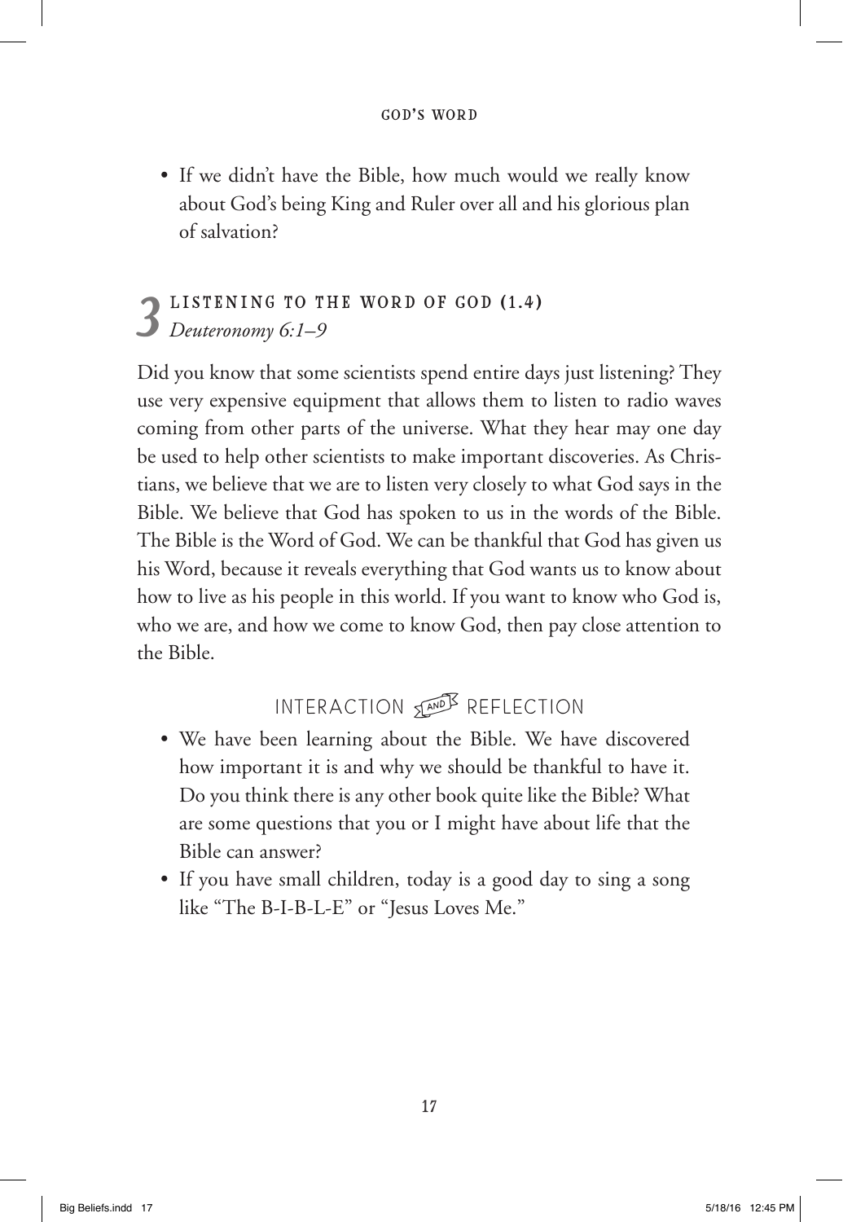- If we didn't have the Bible, how much would we really know about God's being King and Ruler over all and his glorious plan of salvation?

## 3 LISTENING TO THE WORD OF GOD (1.4)

*Deuteronomy 6:1–9*

Did you know that some scientists spend entire days just listening? They use very expensive equipment that allows them to listen to radio waves coming from other parts of the universe. What they hear may one day be used to help other scientists to make important discoveries. As Christians, we believe that we are to listen very closely to what God says in the Bible. We believe that God has spoken to us in the words of the Bible. The Bible is the Word of God. We can be thankful that God has given us his Word, because it reveals everything that God wants us to know about how to live as his people in this world. If you want to know who God is, who we are, and how we come to know God, then pay close attention to the Bible.

### INTERACTION AND REFLECTION

- We have been learning about the Bible. We have discovered how important it is and why we should be thankful to have it. Do you think there is any other book quite like the Bible? What are some questions that you or I might have about life that the Bible can answer?
- If you have small children, today is a good day to sing a song like "The B-I-B-L-E" or "Jesus Loves Me."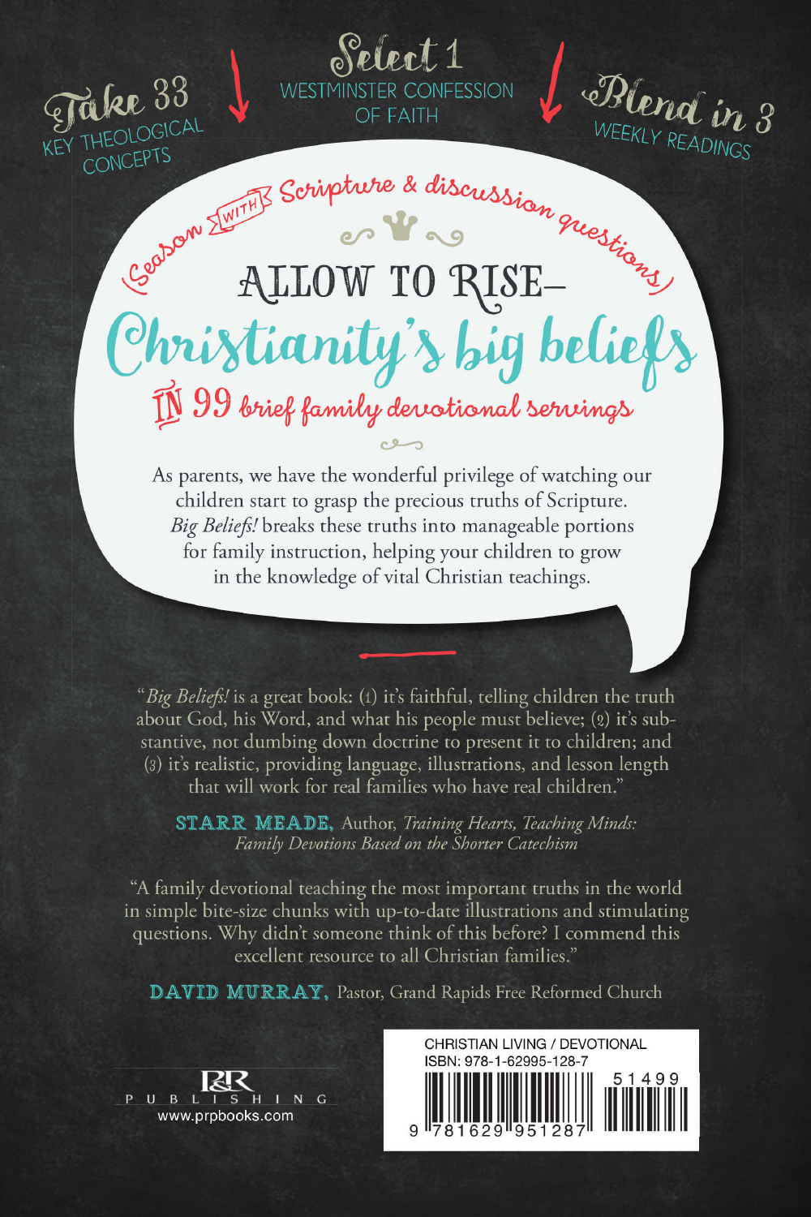Take 33
KEY THEOLOGICAL CONCEPTS

Select 1
WESTMINSTER CONFESSION OF FAITH

Blend in 3
WEEKLY READINGS

(Season WITH Scripture & discussion questions)

# ALLOW TO RISE—

# Christianity's big beliefs

## IN 99 brief family devotional servings

As parents, we have the wonderful privilege of watching our children start to grasp the precious truths of Scripture. *Big Beliefs!* breaks these truths into manageable portions for family instruction, helping your children to grow in the knowledge of vital Christian teachings.

"*Big Beliefs!* is a great book: (1) it's faithful, telling children the truth about God, his Word, and what his people must believe; (2) it's substantive, not dumbing down doctrine to present it to children; and (3) it's realistic, providing language, illustrations, and lesson length that will work for real families who have real children."

**STARR MEADE,** Author, *Training Hearts, Teaching Minds: Family Devotions Based on the Shorter Catechism*

"A family devotional teaching the most important truths in the world in simple bite-size chunks with up-to-date illustrations and stimulating questions. Why didn't someone think of this before? I commend this excellent resource to all Christian families."

**DAVID MURRAY,** Pastor, Grand Rapids Free Reformed Church

P&R PUBLISHING
www.prpbooks.com

CHRISTIAN LIVING / DEVOTIONAL
ISBN: 978-1-62995-128-7

51499

9 781629 951287